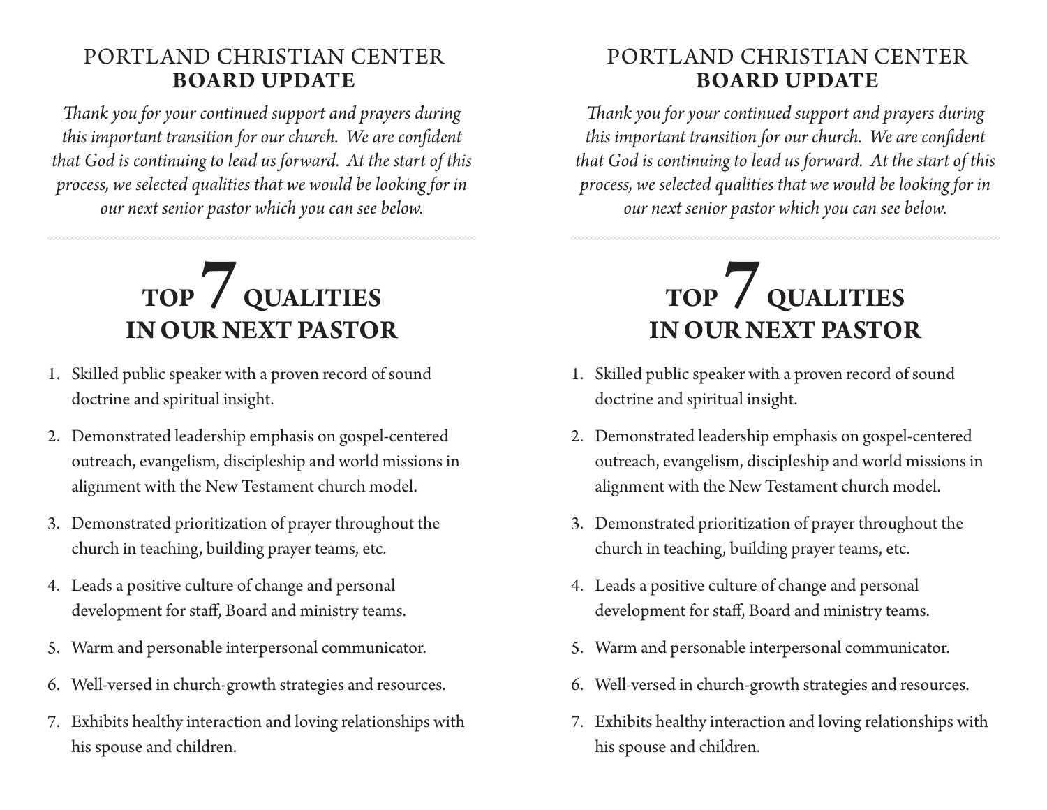PORTLAND CHRISTIAN CENTER
**BOARD UPDATE**

*Thank you for your continued support and prayers during this important transition for our church. We are confident that God is continuing to lead us forward. At the start of this process, we selected qualities that we would be looking for in our next senior pastor which you can see below.*

# TOP 7 QUALITIES IN OUR NEXT PASTOR

1. Skilled public speaker with a proven record of sound doctrine and spiritual insight.
2. Demonstrated leadership emphasis on gospel-centered outreach, evangelism, discipleship and world missions in alignment with the New Testament church model.
3. Demonstrated prioritization of prayer throughout the church in teaching, building prayer teams, etc.
4. Leads a positive culture of change and personal development for staff, Board and ministry teams.
5. Warm and personable interpersonal communicator.
6. Well-versed in church-growth strategies and resources.
7. Exhibits healthy interaction and loving relationships with his spouse and children.

PORTLAND CHRISTIAN CENTER
**BOARD UPDATE**

*Thank you for your continued support and prayers during this important transition for our church. We are confident that God is continuing to lead us forward. At the start of this process, we selected qualities that we would be looking for in our next senior pastor which you can see below.*

# TOP 7 QUALITIES IN OUR NEXT PASTOR

1. Skilled public speaker with a proven record of sound doctrine and spiritual insight.
2. Demonstrated leadership emphasis on gospel-centered outreach, evangelism, discipleship and world missions in alignment with the New Testament church model.
3. Demonstrated prioritization of prayer throughout the church in teaching, building prayer teams, etc.
4. Leads a positive culture of change and personal development for staff, Board and ministry teams.
5. Warm and personable interpersonal communicator.
6. Well-versed in church-growth strategies and resources.
7. Exhibits healthy interaction and loving relationships with his spouse and children.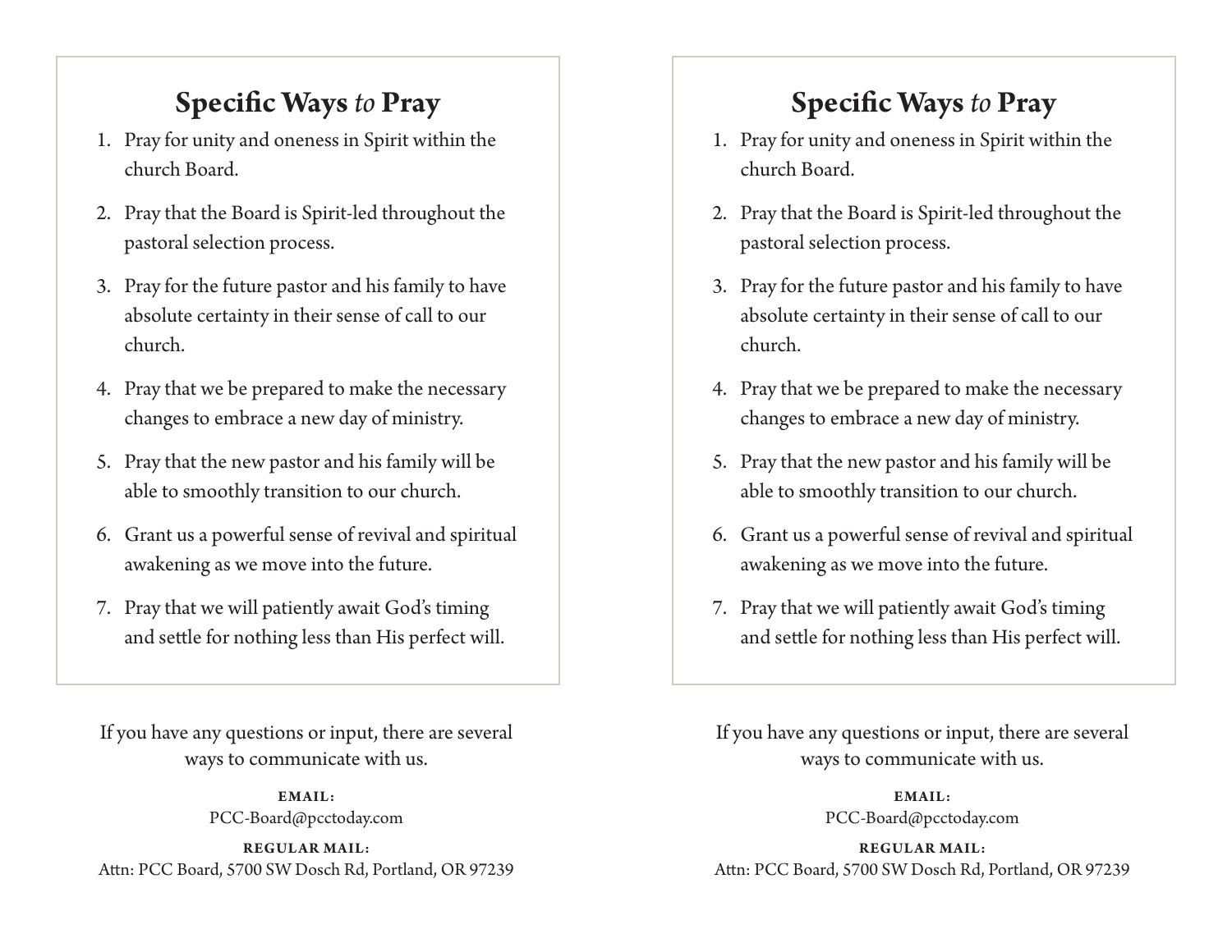## Specific Ways *to* Pray

1. Pray for unity and oneness in Spirit within the church Board.
2. Pray that the Board is Spirit-led throughout the pastoral selection process.
3. Pray for the future pastor and his family to have absolute certainty in their sense of call to our church.
4. Pray that we be prepared to make the necessary changes to embrace a new day of ministry.
5. Pray that the new pastor and his family will be able to smoothly transition to our church.
6. Grant us a powerful sense of revival and spiritual awakening as we move into the future.
7. Pray that we will patiently await God's timing and settle for nothing less than His perfect will.

If you have any questions or input, there are several ways to communicate with us.

**EMAIL:**
PCC-Board@pcctoday.com

**REGULAR MAIL:**
Attn: PCC Board, 5700 SW Dosch Rd, Portland, OR 97239

## Specific Ways *to* Pray

1. Pray for unity and oneness in Spirit within the church Board.
2. Pray that the Board is Spirit-led throughout the pastoral selection process.
3. Pray for the future pastor and his family to have absolute certainty in their sense of call to our church.
4. Pray that we be prepared to make the necessary changes to embrace a new day of ministry.
5. Pray that the new pastor and his family will be able to smoothly transition to our church.
6. Grant us a powerful sense of revival and spiritual awakening as we move into the future.
7. Pray that we will patiently await God's timing and settle for nothing less than His perfect will.

If you have any questions or input, there are several ways to communicate with us.

**EMAIL:**
PCC-Board@pcctoday.com

**REGULAR MAIL:**
Attn: PCC Board, 5700 SW Dosch Rd, Portland, OR 97239